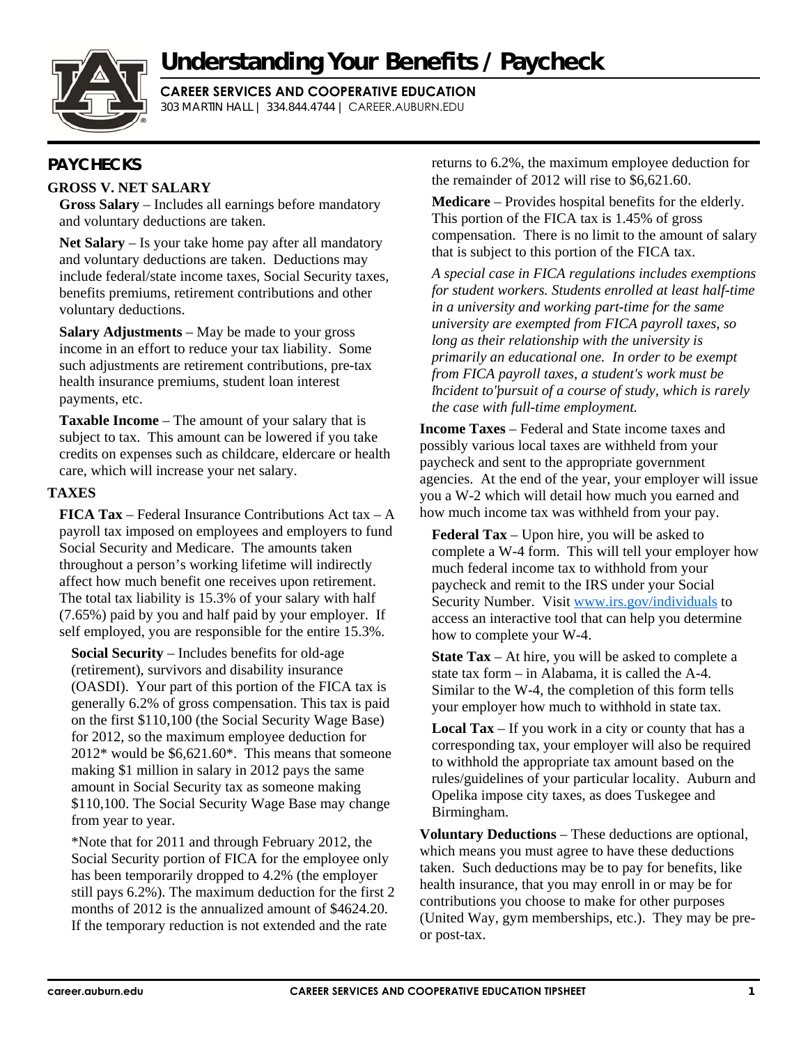# Understanding Your Benefits / Paycheck

**CAREER SERVICES AND COOPERATIVE EDUCATION**
303 MARTIN HALL | 334.844.4744 | CAREER.AUBURN.EDU

## PAYCHECKS

### GROSS V. NET SALARY

**Gross Salary** – Includes all earnings before mandatory and voluntary deductions are taken.

**Net Salary** – Is your take home pay after all mandatory and voluntary deductions are taken. Deductions may include federal/state income taxes, Social Security taxes, benefits premiums, retirement contributions and other voluntary deductions.

**Salary Adjustments** – May be made to your gross income in an effort to reduce your tax liability. Some such adjustments are retirement contributions, pre-tax health insurance premiums, student loan interest payments, etc.

**Taxable Income** – The amount of your salary that is subject to tax. This amount can be lowered if you take credits on expenses such as childcare, eldercare or health care, which will increase your net salary.

### TAXES

**FICA Tax** – Federal Insurance Contributions Act tax – A payroll tax imposed on employees and employers to fund Social Security and Medicare. The amounts taken throughout a person's working lifetime will indirectly affect how much benefit one receives upon retirement. The total tax liability is 15.3% of your salary with half (7.65%) paid by you and half paid by your employer. If self employed, you are responsible for the entire 15.3%.

**Social Security** – Includes benefits for old-age (retirement), survivors and disability insurance (OASDI). Your part of this portion of the FICA tax is generally 6.2% of gross compensation. This tax is paid on the first $110,100 (the Social Security Wage Base) for 2012, so the maximum employee deduction for 2012* would be $6,621.60*. This means that someone making $1 million in salary in 2012 pays the same amount in Social Security tax as someone making $110,100. The Social Security Wage Base may change from year to year.

*Note that for 2011 and through February 2012, the Social Security portion of FICA for the employee only has been temporarily dropped to 4.2% (the employer still pays 6.2%). The maximum deduction for the first 2 months of 2012 is the annualized amount of $4624.20. If the temporary reduction is not extended and the rate returns to 6.2%, the maximum employee deduction for the remainder of 2012 will rise to $6,621.60.

**Medicare** – Provides hospital benefits for the elderly. This portion of the FICA tax is 1.45% of gross compensation. There is no limit to the amount of salary that is subject to this portion of the FICA tax.

*A special case in FICA regulations includes exemptions for student workers. Students enrolled at least half-time in a university and working part-time for the same university are exempted from FICA payroll taxes, so long as their relationship with the university is primarily an educational one. In order to be exempt from FICA payroll taxes, a student's work must be "incident to" pursuit of a course of study, which is rarely the case with full-time employment.*

**Income Taxes** – Federal and State income taxes and possibly various local taxes are withheld from your paycheck and sent to the appropriate government agencies. At the end of the year, your employer will issue you a W-2 which will detail how much you earned and how much income tax was withheld from your pay.

**Federal Tax** – Upon hire, you will be asked to complete a W-4 form. This will tell your employer how much federal income tax to withhold from your paycheck and remit to the IRS under your Social Security Number. Visit www.irs.gov/individuals to access an interactive tool that can help you determine how to complete your W-4.

**State Tax** – At hire, you will be asked to complete a state tax form – in Alabama, it is called the A-4. Similar to the W-4, the completion of this form tells your employer how much to withhold in state tax.

**Local Tax** – If you work in a city or county that has a corresponding tax, your employer will also be required to withhold the appropriate tax amount based on the rules/guidelines of your particular locality. Auburn and Opelika impose city taxes, as does Tuskegee and Birmingham.

**Voluntary Deductions** – These deductions are optional, which means you must agree to have these deductions taken. Such deductions may be to pay for benefits, like health insurance, that you may enroll in or may be for contributions you choose to make for other purposes (United Way, gym memberships, etc.). They may be pre- or post-tax.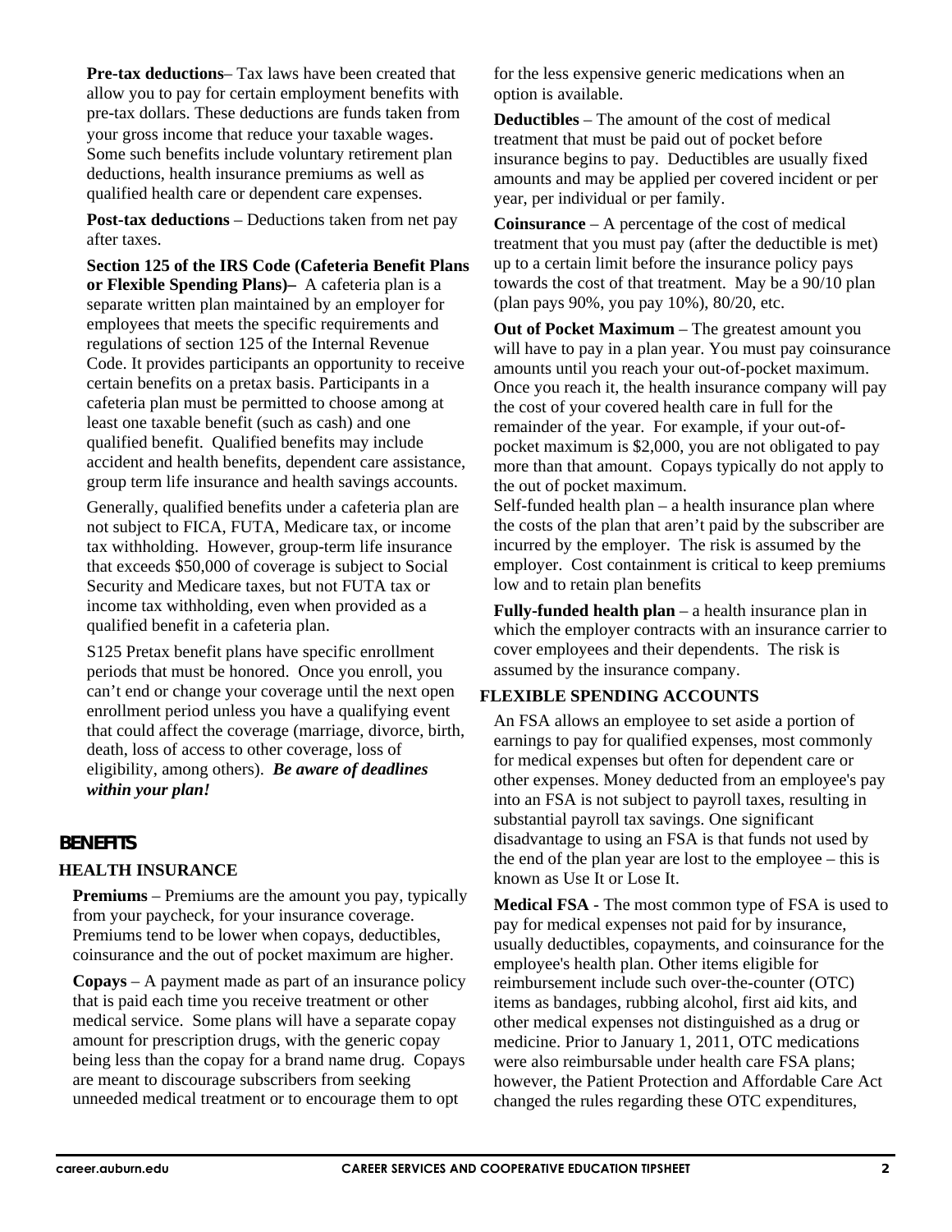**Pre-tax deductions**– Tax laws have been created that allow you to pay for certain employment benefits with pre-tax dollars. These deductions are funds taken from your gross income that reduce your taxable wages. Some such benefits include voluntary retirement plan deductions, health insurance premiums as well as qualified health care or dependent care expenses.

**Post-tax deductions** – Deductions taken from net pay after taxes.

**Section 125 of the IRS Code (Cafeteria Benefit Plans or Flexible Spending Plans)–** A cafeteria plan is a separate written plan maintained by an employer for employees that meets the specific requirements and regulations of section 125 of the Internal Revenue Code. It provides participants an opportunity to receive certain benefits on a pretax basis. Participants in a cafeteria plan must be permitted to choose among at least one taxable benefit (such as cash) and one qualified benefit. Qualified benefits may include accident and health benefits, dependent care assistance, group term life insurance and health savings accounts.

Generally, qualified benefits under a cafeteria plan are not subject to FICA, FUTA, Medicare tax, or income tax withholding. However, group-term life insurance that exceeds $50,000 of coverage is subject to Social Security and Medicare taxes, but not FUTA tax or income tax withholding, even when provided as a qualified benefit in a cafeteria plan.

S125 Pretax benefit plans have specific enrollment periods that must be honored. Once you enroll, you can't end or change your coverage until the next open enrollment period unless you have a qualifying event that could affect the coverage (marriage, divorce, birth, death, loss of access to other coverage, loss of eligibility, among others). ***Be aware of deadlines within your plan!***

## BENEFITS

### HEALTH INSURANCE

**Premiums** – Premiums are the amount you pay, typically from your paycheck, for your insurance coverage. Premiums tend to be lower when copays, deductibles, coinsurance and the out of pocket maximum are higher.

**Copays** – A payment made as part of an insurance policy that is paid each time you receive treatment or other medical service. Some plans will have a separate copay amount for prescription drugs, with the generic copay being less than the copay for a brand name drug. Copays are meant to discourage subscribers from seeking unneeded medical treatment or to encourage them to opt for the less expensive generic medications when an option is available.

**Deductibles** – The amount of the cost of medical treatment that must be paid out of pocket before insurance begins to pay. Deductibles are usually fixed amounts and may be applied per covered incident or per year, per individual or per family.

**Coinsurance** – A percentage of the cost of medical treatment that you must pay (after the deductible is met) up to a certain limit before the insurance policy pays towards the cost of that treatment. May be a 90/10 plan (plan pays 90%, you pay 10%), 80/20, etc.

**Out of Pocket Maximum** – The greatest amount you will have to pay in a plan year. You must pay coinsurance amounts until you reach your out-of-pocket maximum. Once you reach it, the health insurance company will pay the cost of your covered health care in full for the remainder of the year. For example, if your out-of-pocket maximum is $2,000, you are not obligated to pay more than that amount. Copays typically do not apply to the out of pocket maximum.

Self-funded health plan – a health insurance plan where the costs of the plan that aren't paid by the subscriber are incurred by the employer. The risk is assumed by the employer. Cost containment is critical to keep premiums low and to retain plan benefits

**Fully-funded health plan** – a health insurance plan in which the employer contracts with an insurance carrier to cover employees and their dependents. The risk is assumed by the insurance company.

### FLEXIBLE SPENDING ACCOUNTS

An FSA allows an employee to set aside a portion of earnings to pay for qualified expenses, most commonly for medical expenses but often for dependent care or other expenses. Money deducted from an employee's pay into an FSA is not subject to payroll taxes, resulting in substantial payroll tax savings. One significant disadvantage to using an FSA is that funds not used by the end of the plan year are lost to the employee – this is known as Use It or Lose It.

**Medical FSA** - The most common type of FSA is used to pay for medical expenses not paid for by insurance, usually deductibles, copayments, and coinsurance for the employee's health plan. Other items eligible for reimbursement include such over-the-counter (OTC) items as bandages, rubbing alcohol, first aid kits, and other medical expenses not distinguished as a drug or medicine. Prior to January 1, 2011, OTC medications were also reimbursable under health care FSA plans; however, the Patient Protection and Affordable Care Act changed the rules regarding these OTC expenditures,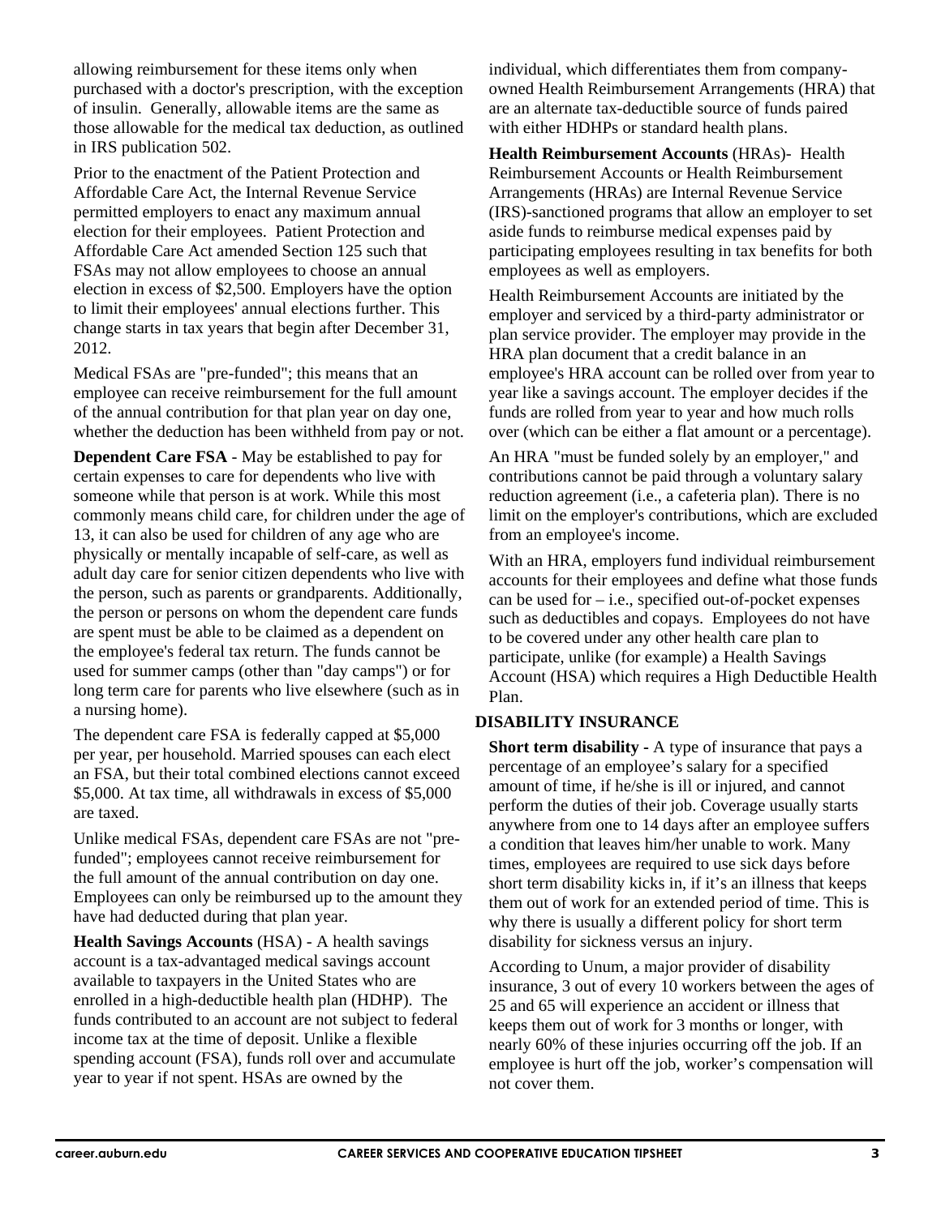allowing reimbursement for these items only when purchased with a doctor's prescription, with the exception of insulin. Generally, allowable items are the same as those allowable for the medical tax deduction, as outlined in IRS publication 502.

Prior to the enactment of the Patient Protection and Affordable Care Act, the Internal Revenue Service permitted employers to enact any maximum annual election for their employees. Patient Protection and Affordable Care Act amended Section 125 such that FSAs may not allow employees to choose an annual election in excess of $2,500. Employers have the option to limit their employees' annual elections further. This change starts in tax years that begin after December 31, 2012.

Medical FSAs are "pre-funded"; this means that an employee can receive reimbursement for the full amount of the annual contribution for that plan year on day one, whether the deduction has been withheld from pay or not.

**Dependent Care FSA** - May be established to pay for certain expenses to care for dependents who live with someone while that person is at work. While this most commonly means child care, for children under the age of 13, it can also be used for children of any age who are physically or mentally incapable of self-care, as well as adult day care for senior citizen dependents who live with the person, such as parents or grandparents. Additionally, the person or persons on whom the dependent care funds are spent must be able to be claimed as a dependent on the employee's federal tax return. The funds cannot be used for summer camps (other than "day camps") or for long term care for parents who live elsewhere (such as in a nursing home).

The dependent care FSA is federally capped at $5,000 per year, per household. Married spouses can each elect an FSA, but their total combined elections cannot exceed $5,000. At tax time, all withdrawals in excess of $5,000 are taxed.

Unlike medical FSAs, dependent care FSAs are not "pre-funded"; employees cannot receive reimbursement for the full amount of the annual contribution on day one. Employees can only be reimbursed up to the amount they have had deducted during that plan year.

**Health Savings Accounts** (HSA) - A health savings account is a tax-advantaged medical savings account available to taxpayers in the United States who are enrolled in a high-deductible health plan (HDHP). The funds contributed to an account are not subject to federal income tax at the time of deposit. Unlike a flexible spending account (FSA), funds roll over and accumulate year to year if not spent. HSAs are owned by the individual, which differentiates them from company-owned Health Reimbursement Arrangements (HRA) that are an alternate tax-deductible source of funds paired with either HDHPs or standard health plans.

**Health Reimbursement Accounts** (HRAs)- Health Reimbursement Accounts or Health Reimbursement Arrangements (HRAs) are Internal Revenue Service (IRS)-sanctioned programs that allow an employer to set aside funds to reimburse medical expenses paid by participating employees resulting in tax benefits for both employees as well as employers.

Health Reimbursement Accounts are initiated by the employer and serviced by a third-party administrator or plan service provider. The employer may provide in the HRA plan document that a credit balance in an employee's HRA account can be rolled over from year to year like a savings account. The employer decides if the funds are rolled from year to year and how much rolls over (which can be either a flat amount or a percentage).

An HRA "must be funded solely by an employer," and contributions cannot be paid through a voluntary salary reduction agreement (i.e., a cafeteria plan). There is no limit on the employer's contributions, which are excluded from an employee's income.

With an HRA, employers fund individual reimbursement accounts for their employees and define what those funds can be used for – i.e., specified out-of-pocket expenses such as deductibles and copays. Employees do not have to be covered under any other health care plan to participate, unlike (for example) a Health Savings Account (HSA) which requires a High Deductible Health Plan.

## DISABILITY INSURANCE

**Short term disability -** A type of insurance that pays a percentage of an employee's salary for a specified amount of time, if he/she is ill or injured, and cannot perform the duties of their job. Coverage usually starts anywhere from one to 14 days after an employee suffers a condition that leaves him/her unable to work. Many times, employees are required to use sick days before short term disability kicks in, if it's an illness that keeps them out of work for an extended period of time. This is why there is usually a different policy for short term disability for sickness versus an injury.

According to Unum, a major provider of disability insurance, 3 out of every 10 workers between the ages of 25 and 65 will experience an accident or illness that keeps them out of work for 3 months or longer, with nearly 60% of these injuries occurring off the job. If an employee is hurt off the job, worker's compensation will not cover them.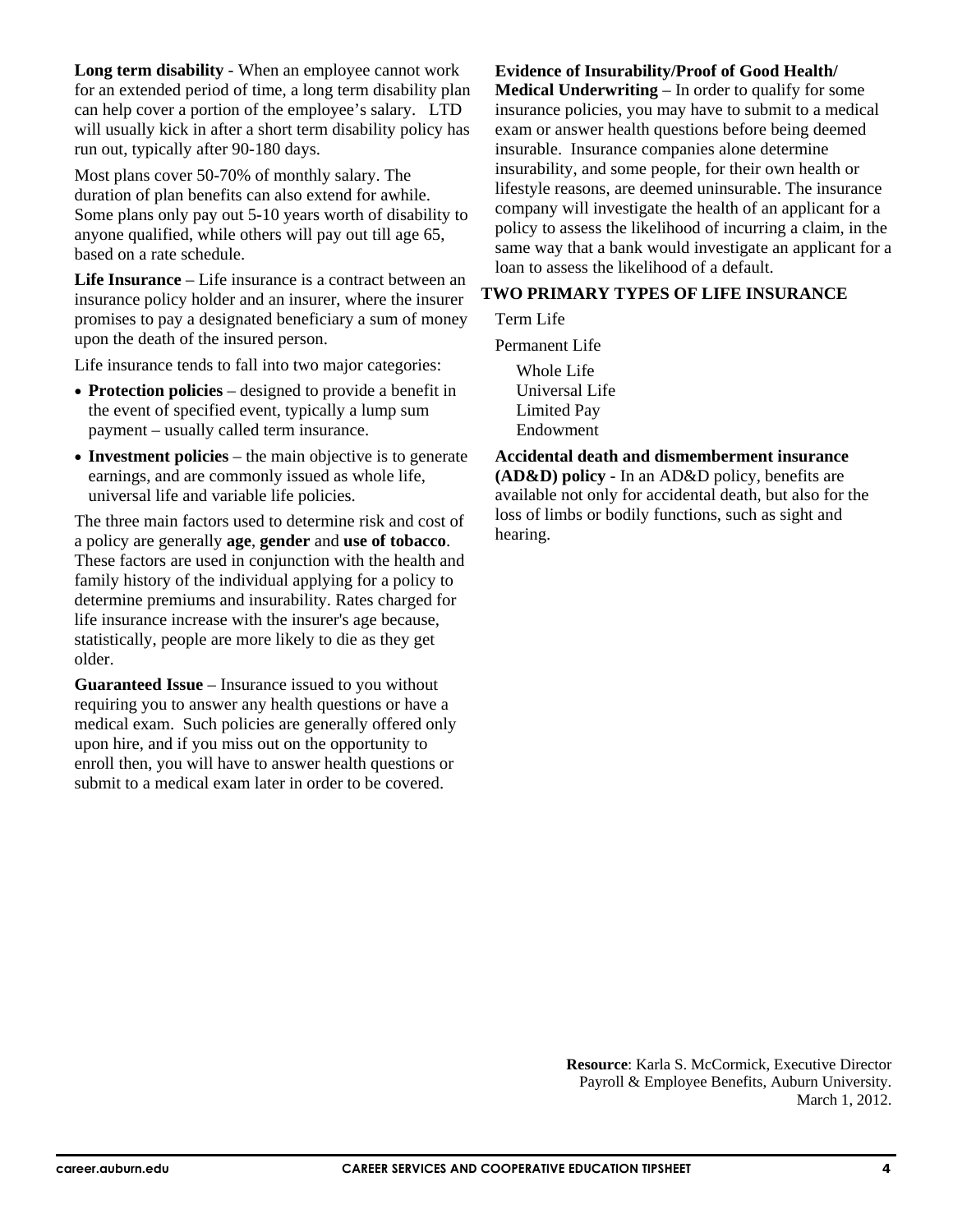**Long term disability** - When an employee cannot work for an extended period of time, a long term disability plan can help cover a portion of the employee's salary. LTD will usually kick in after a short term disability policy has run out, typically after 90-180 days.

Most plans cover 50-70% of monthly salary. The duration of plan benefits can also extend for awhile. Some plans only pay out 5-10 years worth of disability to anyone qualified, while others will pay out till age 65, based on a rate schedule.

**Life Insurance** – Life insurance is a contract between an insurance policy holder and an insurer, where the insurer promises to pay a designated beneficiary a sum of money upon the death of the insured person.

Life insurance tends to fall into two major categories:

- **Protection policies** – designed to provide a benefit in the event of specified event, typically a lump sum payment – usually called term insurance.
- **Investment policies** – the main objective is to generate earnings, and are commonly issued as whole life, universal life and variable life policies.

The three main factors used to determine risk and cost of a policy are generally **age**, **gender** and **use of tobacco**. These factors are used in conjunction with the health and family history of the individual applying for a policy to determine premiums and insurability. Rates charged for life insurance increase with the insurer's age because, statistically, people are more likely to die as they get older.

**Guaranteed Issue** – Insurance issued to you without requiring you to answer any health questions or have a medical exam. Such policies are generally offered only upon hire, and if you miss out on the opportunity to enroll then, you will have to answer health questions or submit to a medical exam later in order to be covered.

**Evidence of Insurability/Proof of Good Health/ Medical Underwriting** – In order to qualify for some insurance policies, you may have to submit to a medical exam or answer health questions before being deemed insurable. Insurance companies alone determine insurability, and some people, for their own health or lifestyle reasons, are deemed uninsurable. The insurance company will investigate the health of an applicant for a policy to assess the likelihood of incurring a claim, in the same way that a bank would investigate an applicant for a loan to assess the likelihood of a default.

## TWO PRIMARY TYPES OF LIFE INSURANCE

Term Life

Permanent Life

- Whole Life
- Universal Life
- Limited Pay
- Endowment

**Accidental death and dismemberment insurance (AD&D) policy** - In an AD&D policy, benefits are available not only for accidental death, but also for the loss of limbs or bodily functions, such as sight and hearing.

**Resource**: Karla S. McCormick, Executive Director
Payroll & Employee Benefits, Auburn University.
March 1, 2012.